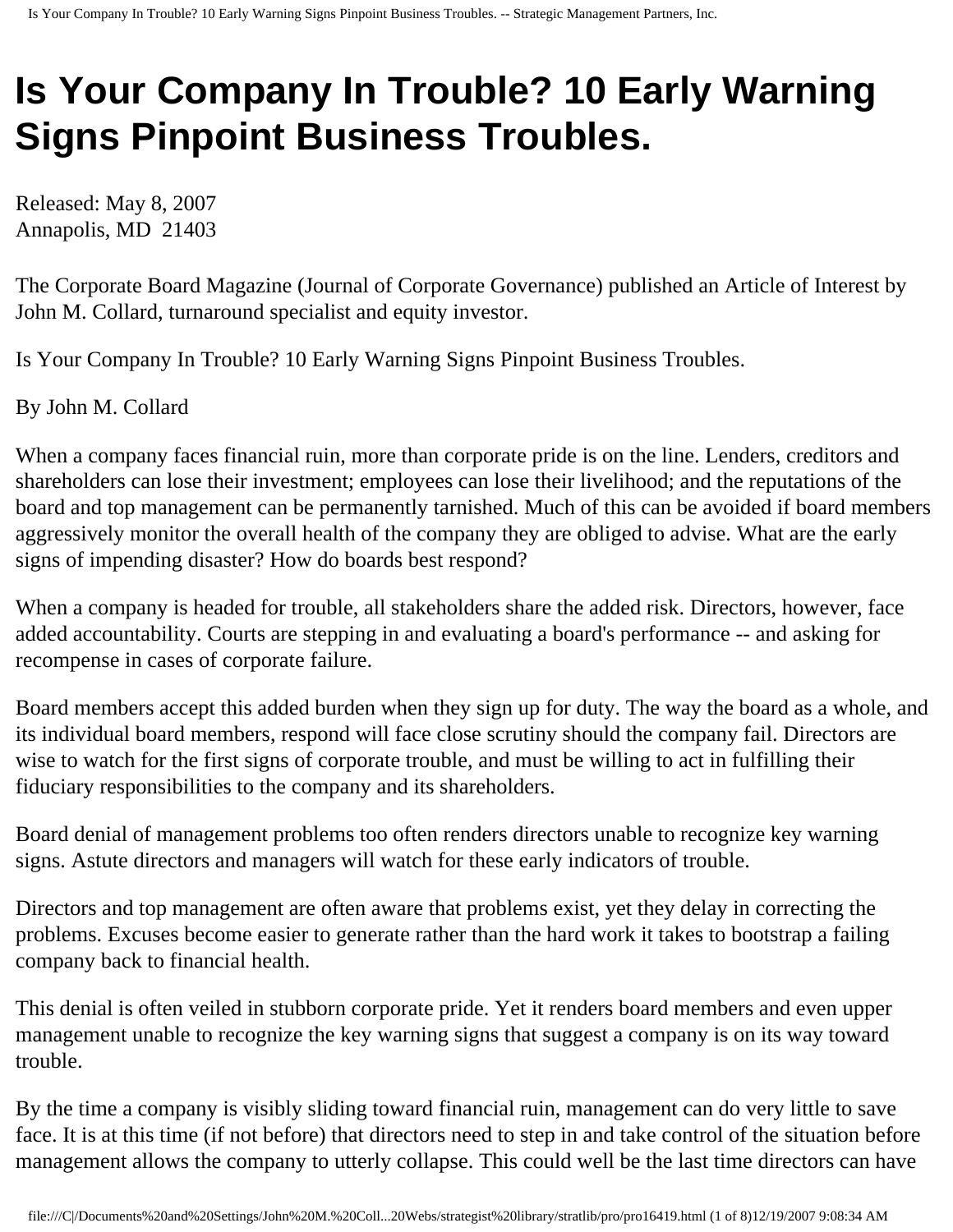# Is Your Company In Trouble? 10 Early Warning Signs Pinpoint Business Troubles.

Released: May 8, 2007
Annapolis, MD 21403

The Corporate Board Magazine (Journal of Corporate Governance) published an Article of Interest by John M. Collard, turnaround specialist and equity investor.

Is Your Company In Trouble? 10 Early Warning Signs Pinpoint Business Troubles.

By John M. Collard

When a company faces financial ruin, more than corporate pride is on the line. Lenders, creditors and shareholders can lose their investment; employees can lose their livelihood; and the reputations of the board and top management can be permanently tarnished. Much of this can be avoided if board members aggressively monitor the overall health of the company they are obliged to advise. What are the early signs of impending disaster? How do boards best respond?

When a company is headed for trouble, all stakeholders share the added risk. Directors, however, face added accountability. Courts are stepping in and evaluating a board's performance -- and asking for recompense in cases of corporate failure.

Board members accept this added burden when they sign up for duty. The way the board as a whole, and its individual board members, respond will face close scrutiny should the company fail. Directors are wise to watch for the first signs of corporate trouble, and must be willing to act in fulfilling their fiduciary responsibilities to the company and its shareholders.

Board denial of management problems too often renders directors unable to recognize key warning signs. Astute directors and managers will watch for these early indicators of trouble.

Directors and top management are often aware that problems exist, yet they delay in correcting the problems. Excuses become easier to generate rather than the hard work it takes to bootstrap a failing company back to financial health.

This denial is often veiled in stubborn corporate pride. Yet it renders board members and even upper management unable to recognize the key warning signs that suggest a company is on its way toward trouble.

By the time a company is visibly sliding toward financial ruin, management can do very little to save face. It is at this time (if not before) that directors need to step in and take control of the situation before management allows the company to utterly collapse. This could well be the last time directors can have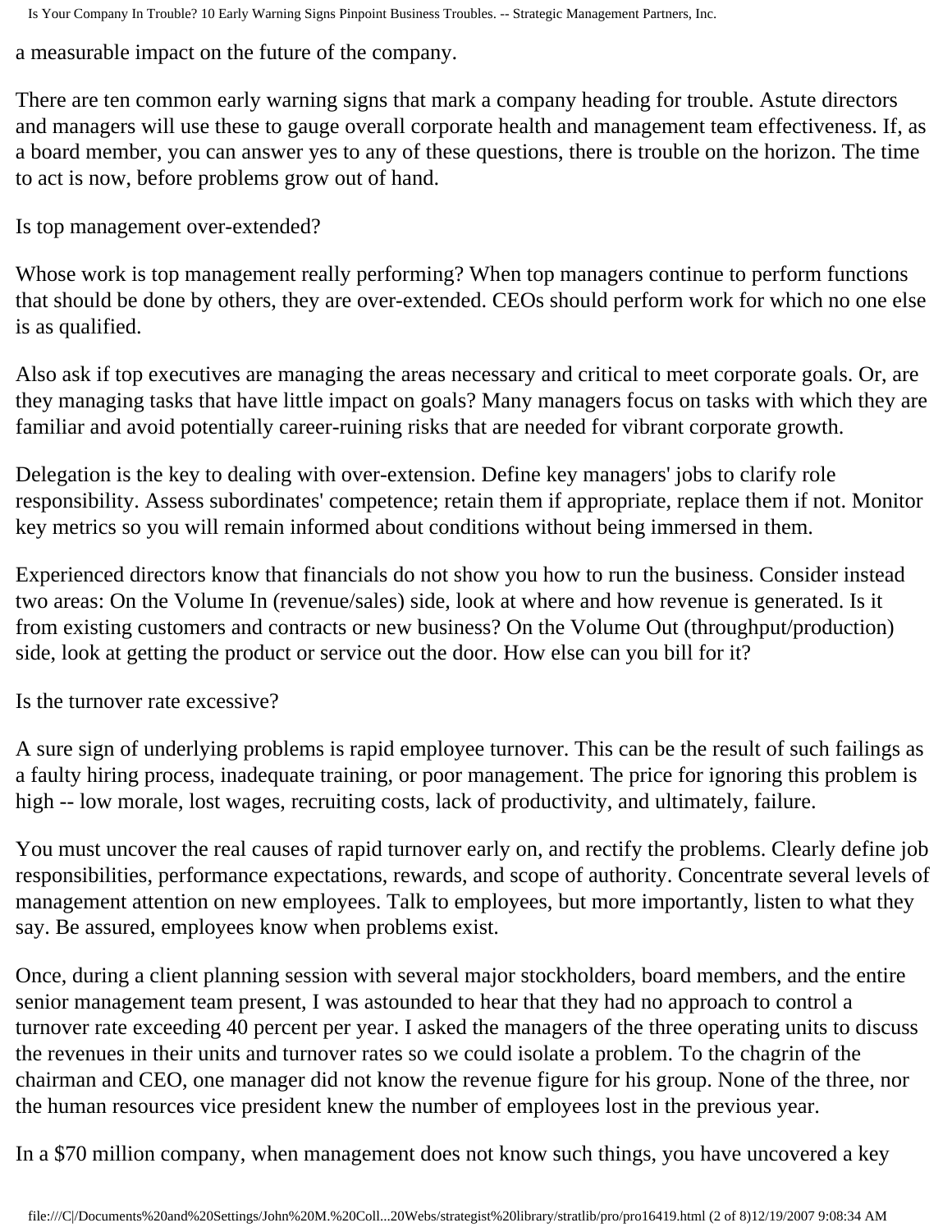a measurable impact on the future of the company.

There are ten common early warning signs that mark a company heading for trouble. Astute directors and managers will use these to gauge overall corporate health and management team effectiveness. If, as a board member, you can answer yes to any of these questions, there is trouble on the horizon. The time to act is now, before problems grow out of hand.

## Is top management over-extended?

Whose work is top management really performing? When top managers continue to perform functions that should be done by others, they are over-extended. CEOs should perform work for which no one else is as qualified.

Also ask if top executives are managing the areas necessary and critical to meet corporate goals. Or, are they managing tasks that have little impact on goals? Many managers focus on tasks with which they are familiar and avoid potentially career-ruining risks that are needed for vibrant corporate growth.

Delegation is the key to dealing with over-extension. Define key managers' jobs to clarify role responsibility. Assess subordinates' competence; retain them if appropriate, replace them if not. Monitor key metrics so you will remain informed about conditions without being immersed in them.

Experienced directors know that financials do not show you how to run the business. Consider instead two areas: On the Volume In (revenue/sales) side, look at where and how revenue is generated. Is it from existing customers and contracts or new business? On the Volume Out (throughput/production) side, look at getting the product or service out the door. How else can you bill for it?

## Is the turnover rate excessive?

A sure sign of underlying problems is rapid employee turnover. This can be the result of such failings as a faulty hiring process, inadequate training, or poor management. The price for ignoring this problem is high -- low morale, lost wages, recruiting costs, lack of productivity, and ultimately, failure.

You must uncover the real causes of rapid turnover early on, and rectify the problems. Clearly define job responsibilities, performance expectations, rewards, and scope of authority. Concentrate several levels of management attention on new employees. Talk to employees, but more importantly, listen to what they say. Be assured, employees know when problems exist.

Once, during a client planning session with several major stockholders, board members, and the entire senior management team present, I was astounded to hear that they had no approach to control a turnover rate exceeding 40 percent per year. I asked the managers of the three operating units to discuss the revenues in their units and turnover rates so we could isolate a problem. To the chagrin of the chairman and CEO, one manager did not know the revenue figure for his group. None of the three, nor the human resources vice president knew the number of employees lost in the previous year.

In a $70 million company, when management does not know such things, you have uncovered a key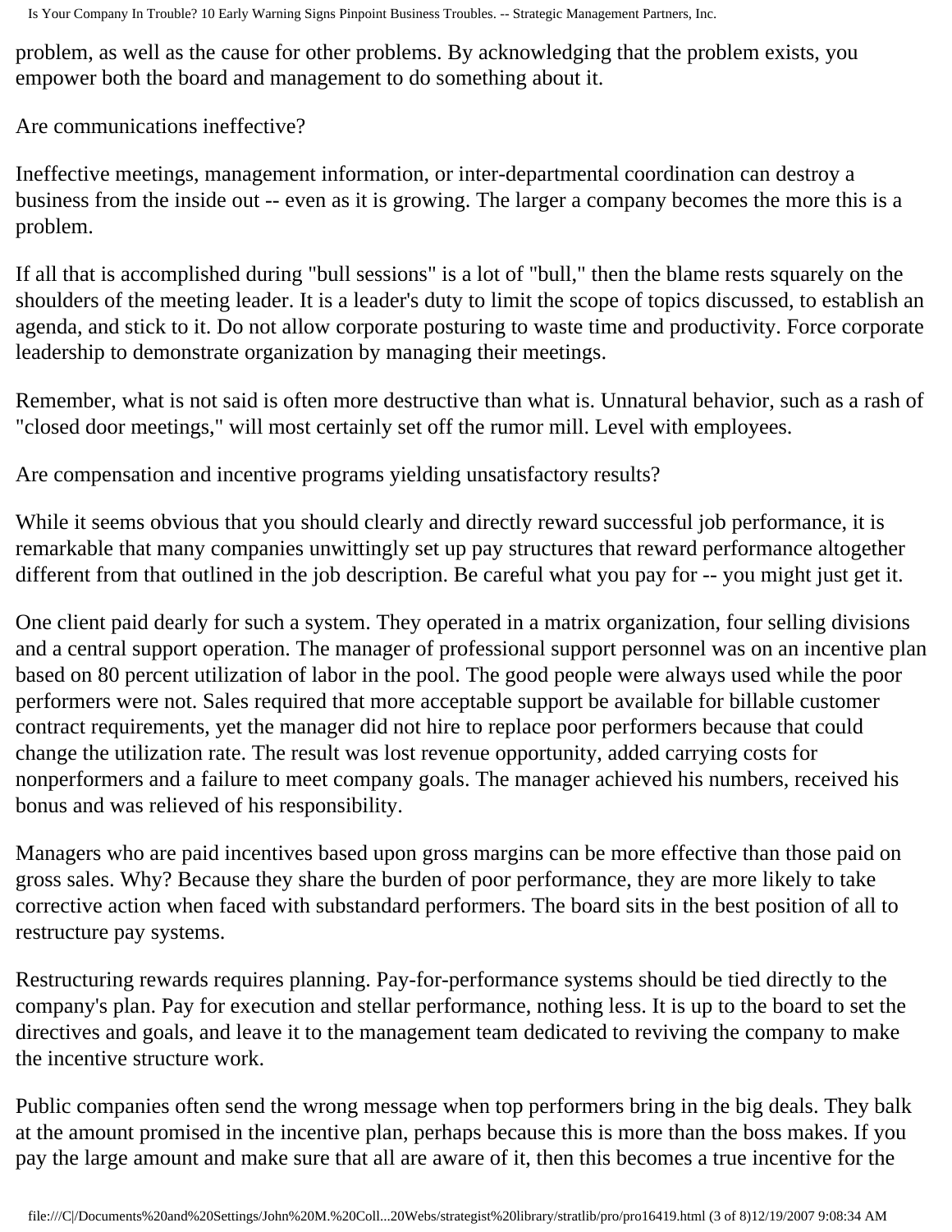problem, as well as the cause for other problems. By acknowledging that the problem exists, you empower both the board and management to do something about it.

Are communications ineffective?

Ineffective meetings, management information, or inter-departmental coordination can destroy a business from the inside out -- even as it is growing. The larger a company becomes the more this is a problem.

If all that is accomplished during "bull sessions" is a lot of "bull," then the blame rests squarely on the shoulders of the meeting leader. It is a leader's duty to limit the scope of topics discussed, to establish an agenda, and stick to it. Do not allow corporate posturing to waste time and productivity. Force corporate leadership to demonstrate organization by managing their meetings.

Remember, what is not said is often more destructive than what is. Unnatural behavior, such as a rash of "closed door meetings," will most certainly set off the rumor mill. Level with employees.

Are compensation and incentive programs yielding unsatisfactory results?

While it seems obvious that you should clearly and directly reward successful job performance, it is remarkable that many companies unwittingly set up pay structures that reward performance altogether different from that outlined in the job description. Be careful what you pay for -- you might just get it.

One client paid dearly for such a system. They operated in a matrix organization, four selling divisions and a central support operation. The manager of professional support personnel was on an incentive plan based on 80 percent utilization of labor in the pool. The good people were always used while the poor performers were not. Sales required that more acceptable support be available for billable customer contract requirements, yet the manager did not hire to replace poor performers because that could change the utilization rate. The result was lost revenue opportunity, added carrying costs for nonperformers and a failure to meet company goals. The manager achieved his numbers, received his bonus and was relieved of his responsibility.

Managers who are paid incentives based upon gross margins can be more effective than those paid on gross sales. Why? Because they share the burden of poor performance, they are more likely to take corrective action when faced with substandard performers. The board sits in the best position of all to restructure pay systems.

Restructuring rewards requires planning. Pay-for-performance systems should be tied directly to the company's plan. Pay for execution and stellar performance, nothing less. It is up to the board to set the directives and goals, and leave it to the management team dedicated to reviving the company to make the incentive structure work.

Public companies often send the wrong message when top performers bring in the big deals. They balk at the amount promised in the incentive plan, perhaps because this is more than the boss makes. If you pay the large amount and make sure that all are aware of it, then this becomes a true incentive for the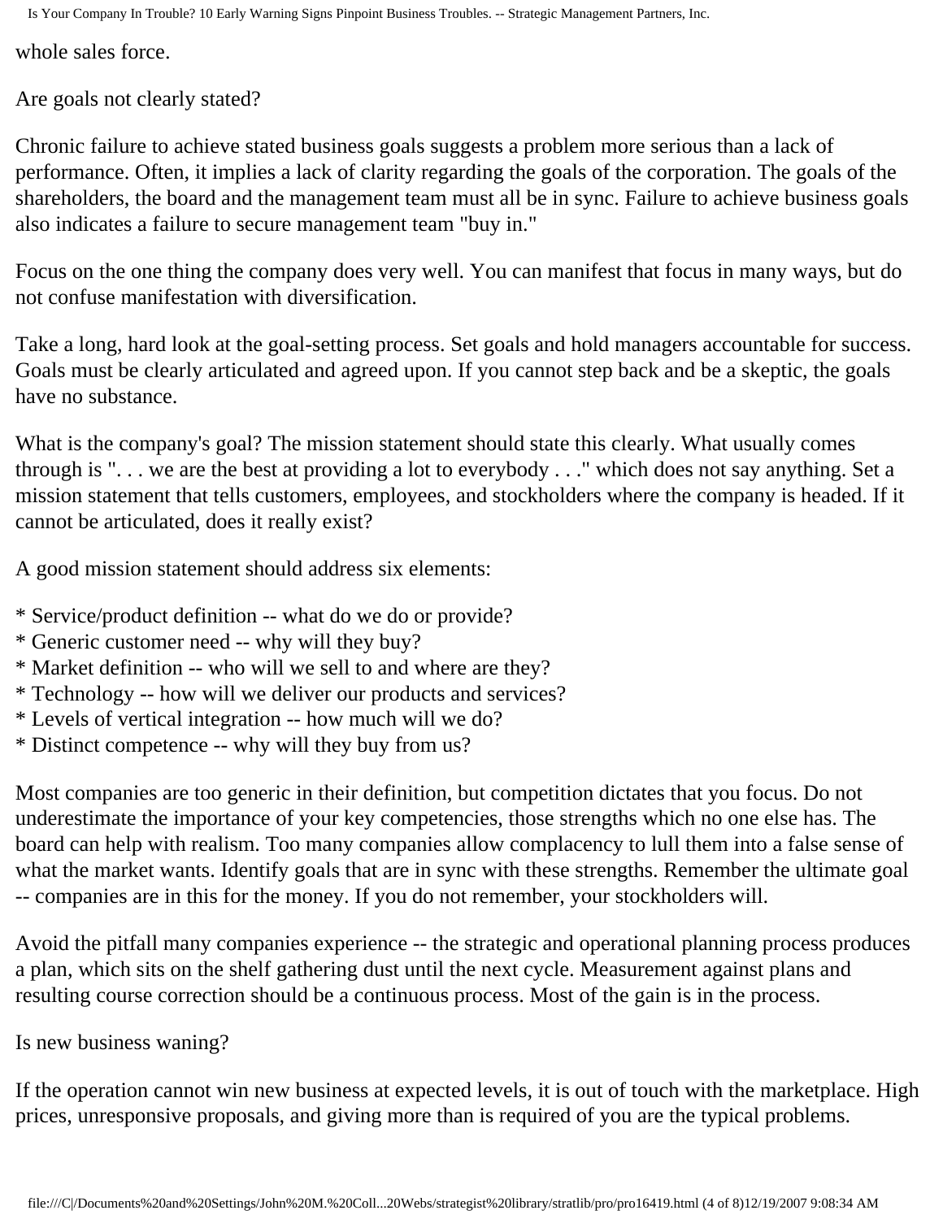whole sales force.

Are goals not clearly stated?

Chronic failure to achieve stated business goals suggests a problem more serious than a lack of performance. Often, it implies a lack of clarity regarding the goals of the corporation. The goals of the shareholders, the board and the management team must all be in sync. Failure to achieve business goals also indicates a failure to secure management team "buy in."

Focus on the one thing the company does very well. You can manifest that focus in many ways, but do not confuse manifestation with diversification.

Take a long, hard look at the goal-setting process. Set goals and hold managers accountable for success. Goals must be clearly articulated and agreed upon. If you cannot step back and be a skeptic, the goals have no substance.

What is the company's goal? The mission statement should state this clearly. What usually comes through is ". . . we are the best at providing a lot to everybody . . ." which does not say anything. Set a mission statement that tells customers, employees, and stockholders where the company is headed. If it cannot be articulated, does it really exist?

A good mission statement should address six elements:

* Service/product definition -- what do we do or provide?
* Generic customer need -- why will they buy?
* Market definition -- who will we sell to and where are they?
* Technology -- how will we deliver our products and services?
* Levels of vertical integration -- how much will we do?
* Distinct competence -- why will they buy from us?

Most companies are too generic in their definition, but competition dictates that you focus. Do not underestimate the importance of your key competencies, those strengths which no one else has. The board can help with realism. Too many companies allow complacency to lull them into a false sense of what the market wants. Identify goals that are in sync with these strengths. Remember the ultimate goal -- companies are in this for the money. If you do not remember, your stockholders will.

Avoid the pitfall many companies experience -- the strategic and operational planning process produces a plan, which sits on the shelf gathering dust until the next cycle. Measurement against plans and resulting course correction should be a continuous process. Most of the gain is in the process.

Is new business waning?

If the operation cannot win new business at expected levels, it is out of touch with the marketplace. High prices, unresponsive proposals, and giving more than is required of you are the typical problems.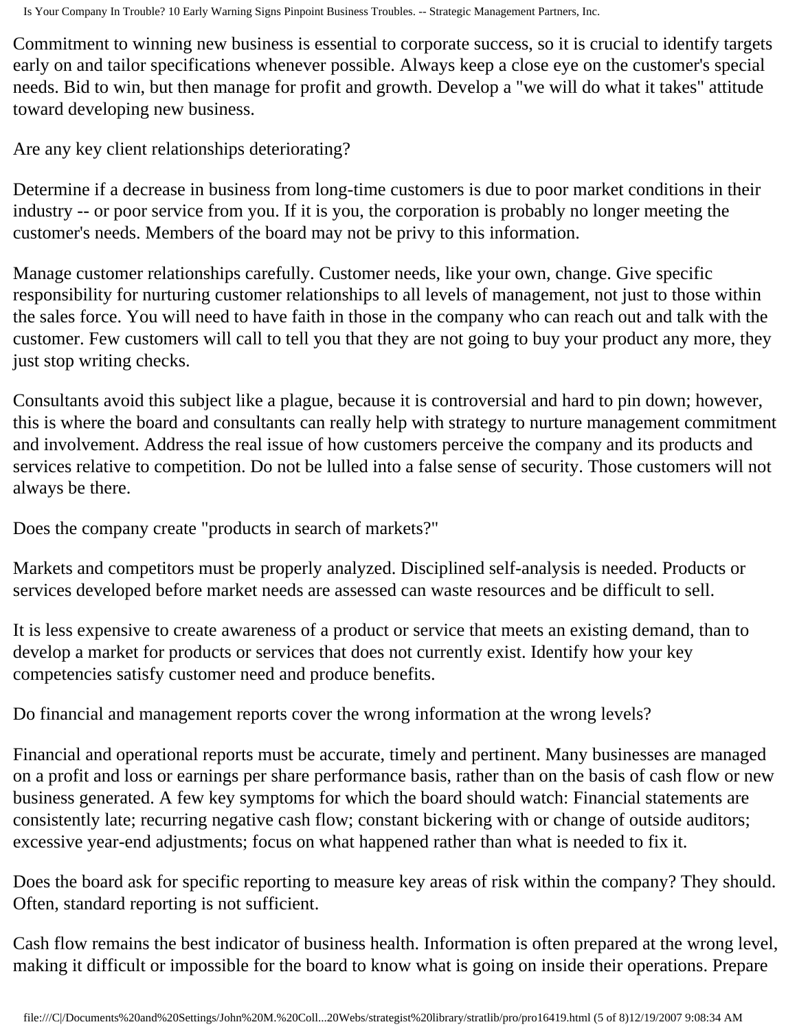Commitment to winning new business is essential to corporate success, so it is crucial to identify targets early on and tailor specifications whenever possible. Always keep a close eye on the customer's special needs. Bid to win, but then manage for profit and growth. Develop a "we will do what it takes" attitude toward developing new business.

Are any key client relationships deteriorating?

Determine if a decrease in business from long-time customers is due to poor market conditions in their industry -- or poor service from you. If it is you, the corporation is probably no longer meeting the customer's needs. Members of the board may not be privy to this information.

Manage customer relationships carefully. Customer needs, like your own, change. Give specific responsibility for nurturing customer relationships to all levels of management, not just to those within the sales force. You will need to have faith in those in the company who can reach out and talk with the customer. Few customers will call to tell you that they are not going to buy your product any more, they just stop writing checks.

Consultants avoid this subject like a plague, because it is controversial and hard to pin down; however, this is where the board and consultants can really help with strategy to nurture management commitment and involvement. Address the real issue of how customers perceive the company and its products and services relative to competition. Do not be lulled into a false sense of security. Those customers will not always be there.

Does the company create "products in search of markets?"

Markets and competitors must be properly analyzed. Disciplined self-analysis is needed. Products or services developed before market needs are assessed can waste resources and be difficult to sell.

It is less expensive to create awareness of a product or service that meets an existing demand, than to develop a market for products or services that does not currently exist. Identify how your key competencies satisfy customer need and produce benefits.

Do financial and management reports cover the wrong information at the wrong levels?

Financial and operational reports must be accurate, timely and pertinent. Many businesses are managed on a profit and loss or earnings per share performance basis, rather than on the basis of cash flow or new business generated. A few key symptoms for which the board should watch: Financial statements are consistently late; recurring negative cash flow; constant bickering with or change of outside auditors; excessive year-end adjustments; focus on what happened rather than what is needed to fix it.

Does the board ask for specific reporting to measure key areas of risk within the company? They should. Often, standard reporting is not sufficient.

Cash flow remains the best indicator of business health. Information is often prepared at the wrong level, making it difficult or impossible for the board to know what is going on inside their operations. Prepare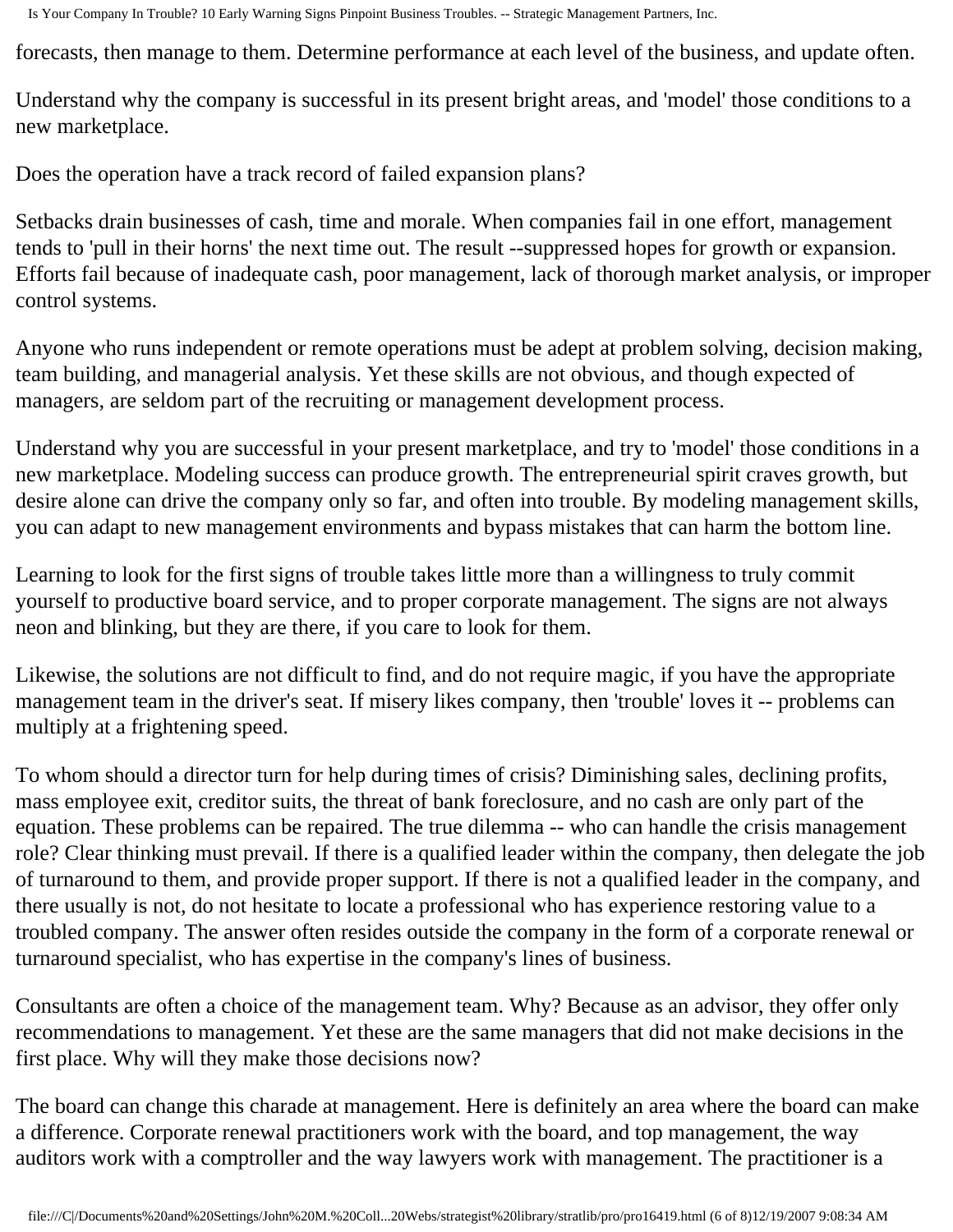forecasts, then manage to them. Determine performance at each level of the business, and update often.

Understand why the company is successful in its present bright areas, and 'model' those conditions to a new marketplace.

Does the operation have a track record of failed expansion plans?

Setbacks drain businesses of cash, time and morale. When companies fail in one effort, management tends to 'pull in their horns' the next time out. The result --suppressed hopes for growth or expansion. Efforts fail because of inadequate cash, poor management, lack of thorough market analysis, or improper control systems.

Anyone who runs independent or remote operations must be adept at problem solving, decision making, team building, and managerial analysis. Yet these skills are not obvious, and though expected of managers, are seldom part of the recruiting or management development process.

Understand why you are successful in your present marketplace, and try to 'model' those conditions in a new marketplace. Modeling success can produce growth. The entrepreneurial spirit craves growth, but desire alone can drive the company only so far, and often into trouble. By modeling management skills, you can adapt to new management environments and bypass mistakes that can harm the bottom line.

Learning to look for the first signs of trouble takes little more than a willingness to truly commit yourself to productive board service, and to proper corporate management. The signs are not always neon and blinking, but they are there, if you care to look for them.

Likewise, the solutions are not difficult to find, and do not require magic, if you have the appropriate management team in the driver's seat. If misery likes company, then 'trouble' loves it -- problems can multiply at a frightening speed.

To whom should a director turn for help during times of crisis? Diminishing sales, declining profits, mass employee exit, creditor suits, the threat of bank foreclosure, and no cash are only part of the equation. These problems can be repaired. The true dilemma -- who can handle the crisis management role? Clear thinking must prevail. If there is a qualified leader within the company, then delegate the job of turnaround to them, and provide proper support. If there is not a qualified leader in the company, and there usually is not, do not hesitate to locate a professional who has experience restoring value to a troubled company. The answer often resides outside the company in the form of a corporate renewal or turnaround specialist, who has expertise in the company's lines of business.

Consultants are often a choice of the management team. Why? Because as an advisor, they offer only recommendations to management. Yet these are the same managers that did not make decisions in the first place. Why will they make those decisions now?

The board can change this charade at management. Here is definitely an area where the board can make a difference. Corporate renewal practitioners work with the board, and top management, the way auditors work with a comptroller and the way lawyers work with management. The practitioner is a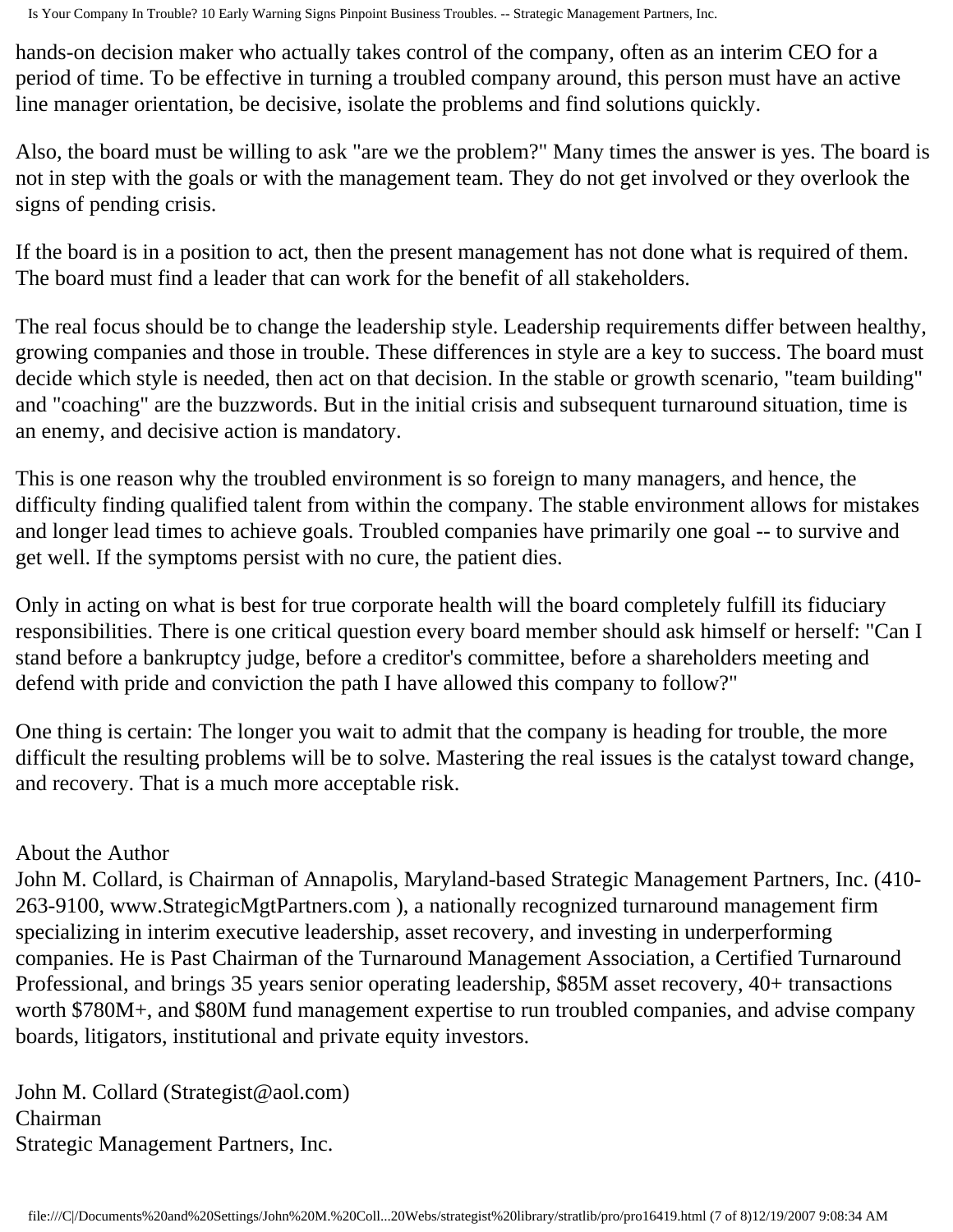hands-on decision maker who actually takes control of the company, often as an interim CEO for a period of time. To be effective in turning a troubled company around, this person must have an active line manager orientation, be decisive, isolate the problems and find solutions quickly.

Also, the board must be willing to ask "are we the problem?" Many times the answer is yes. The board is not in step with the goals or with the management team. They do not get involved or they overlook the signs of pending crisis.

If the board is in a position to act, then the present management has not done what is required of them. The board must find a leader that can work for the benefit of all stakeholders.

The real focus should be to change the leadership style. Leadership requirements differ between healthy, growing companies and those in trouble. These differences in style are a key to success. The board must decide which style is needed, then act on that decision. In the stable or growth scenario, "team building" and "coaching" are the buzzwords. But in the initial crisis and subsequent turnaround situation, time is an enemy, and decisive action is mandatory.

This is one reason why the troubled environment is so foreign to many managers, and hence, the difficulty finding qualified talent from within the company. The stable environment allows for mistakes and longer lead times to achieve goals. Troubled companies have primarily one goal -- to survive and get well. If the symptoms persist with no cure, the patient dies.

Only in acting on what is best for true corporate health will the board completely fulfill its fiduciary responsibilities. There is one critical question every board member should ask himself or herself: "Can I stand before a bankruptcy judge, before a creditor's committee, before a shareholders meeting and defend with pride and conviction the path I have allowed this company to follow?"

One thing is certain: The longer you wait to admit that the company is heading for trouble, the more difficult the resulting problems will be to solve. Mastering the real issues is the catalyst toward change, and recovery. That is a much more acceptable risk.

About the Author
John M. Collard, is Chairman of Annapolis, Maryland-based Strategic Management Partners, Inc. (410-263-9100, www.StrategicMgtPartners.com ), a nationally recognized turnaround management firm specializing in interim executive leadership, asset recovery, and investing in underperforming companies. He is Past Chairman of the Turnaround Management Association, a Certified Turnaround Professional, and brings 35 years senior operating leadership, $85M asset recovery, 40+ transactions worth $780M+, and $80M fund management expertise to run troubled companies, and advise company boards, litigators, institutional and private equity investors.

John M. Collard (Strategist@aol.com)
Chairman
Strategic Management Partners, Inc.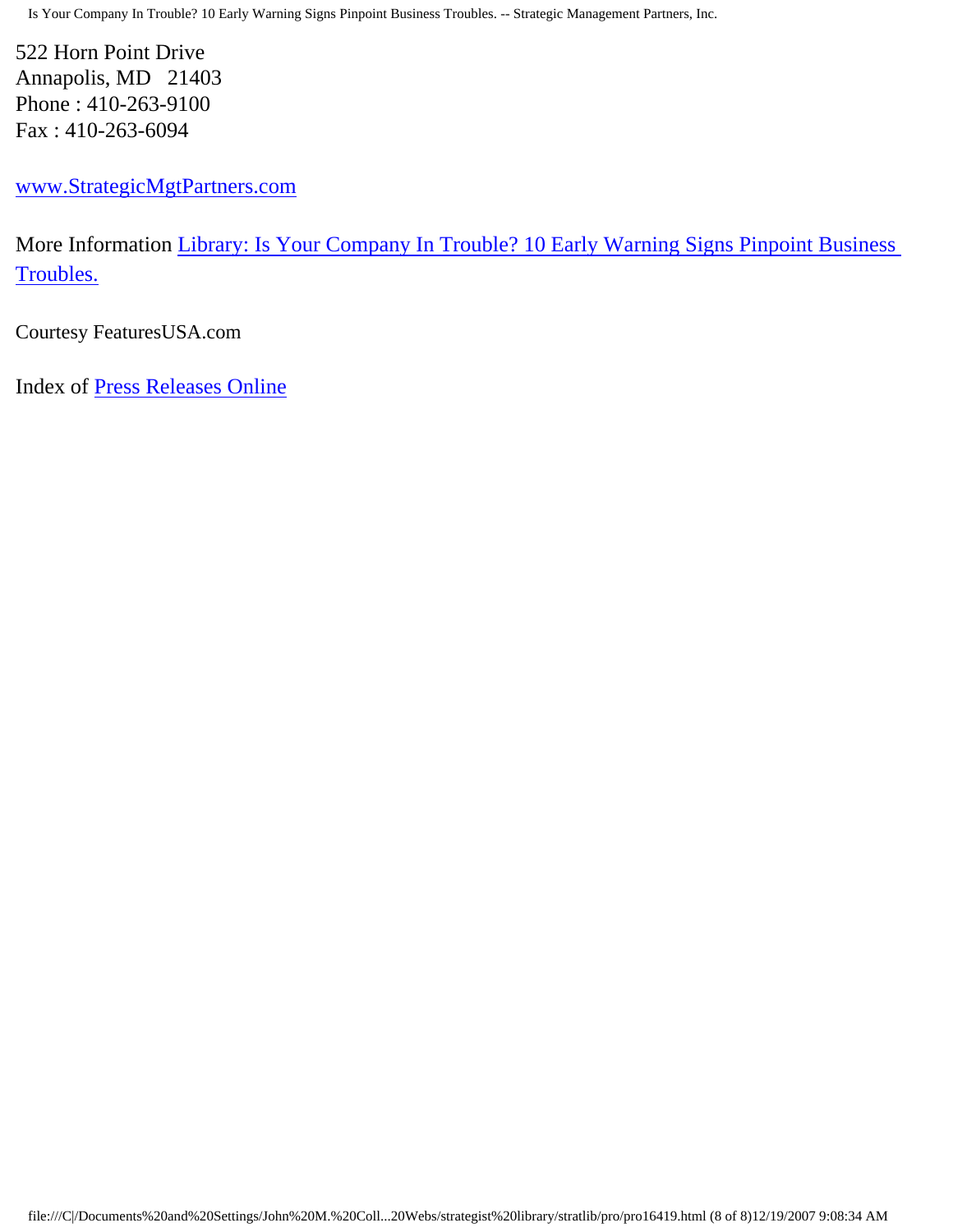522 Horn Point Drive
Annapolis, MD 21403
Phone : 410-263-9100
Fax : 410-263-6094

[www.StrategicMgtPartners.com](http://www.StrategicMgtPartners.com)

More Information [Library: Is Your Company In Trouble? 10 Early Warning Signs Pinpoint Business Troubles.]()

Courtesy FeaturesUSA.com

Index of [Press Releases Online]()